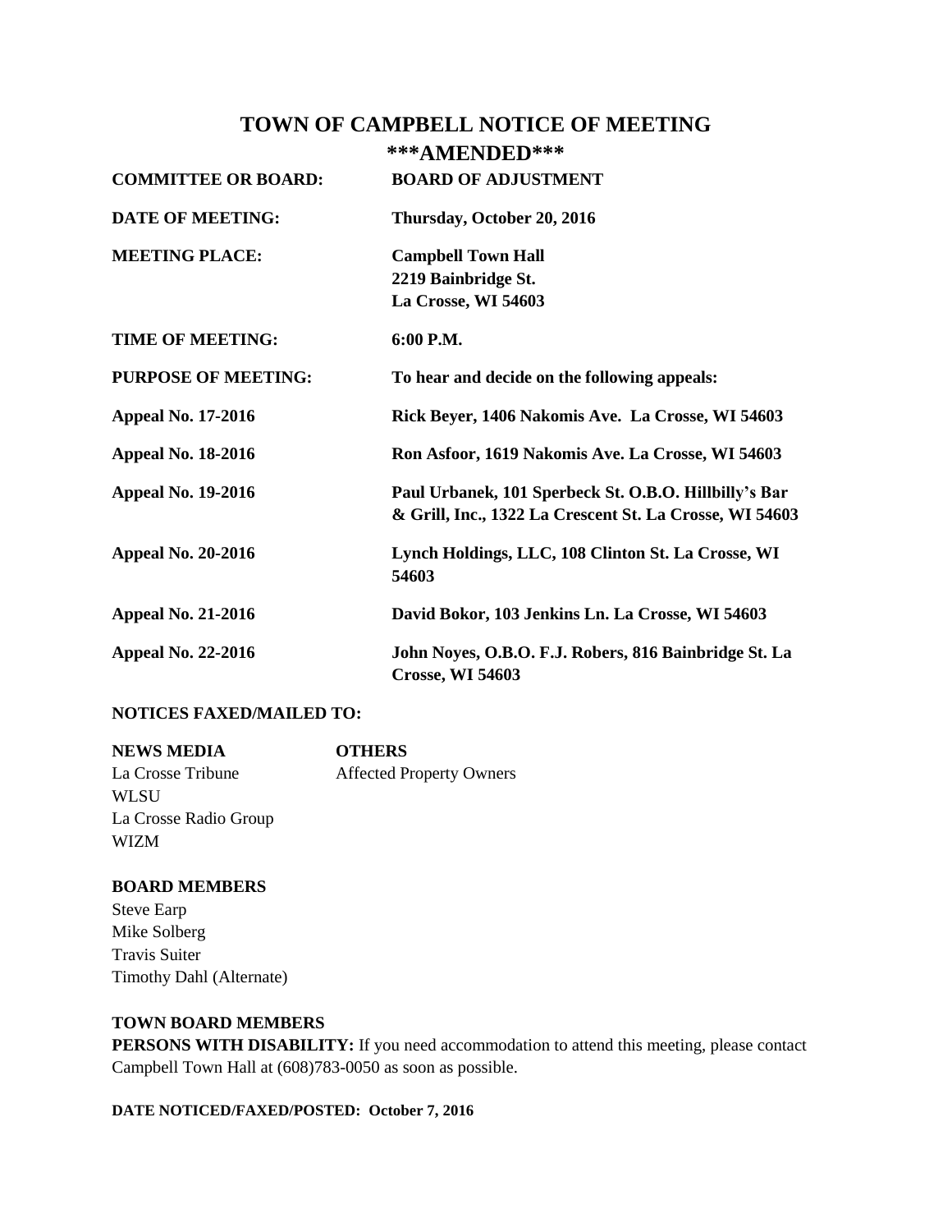# TOWN OF CAMPBELL NOTICE OF MEETING

## \*\*\*AMENDED\*\*\*

| | |
|---|---|
| **COMMITTEE OR BOARD:** | **BOARD OF ADJUSTMENT** |
| **DATE OF MEETING:** | **Thursday, October 20, 2016** |
| **MEETING PLACE:** | **Campbell Town Hall**<br>**2219 Bainbridge St.**<br>**La Crosse, WI 54603** |
| **TIME OF MEETING:** | **6:00 P.M.** |
| **PURPOSE OF MEETING:** | **To hear and decide on the following appeals:** |
| **Appeal No. 17-2016** | **Rick Beyer, 1406 Nakomis Ave. La Crosse, WI 54603** |
| **Appeal No. 18-2016** | **Ron Asfoor, 1619 Nakomis Ave. La Crosse, WI 54603** |
| **Appeal No. 19-2016** | **Paul Urbanek, 101 Sperbeck St. O.B.O. Hillbilly's Bar & Grill, Inc., 1322 La Crescent St. La Crosse, WI 54603** |
| **Appeal No. 20-2016** | **Lynch Holdings, LLC, 108 Clinton St. La Crosse, WI 54603** |
| **Appeal No. 21-2016** | **David Bokor, 103 Jenkins Ln. La Crosse, WI 54603** |
| **Appeal No. 22-2016** | **John Noyes, O.B.O. F.J. Robers, 816 Bainbridge St. La Crosse, WI 54603** |

**NOTICES FAXED/MAILED TO:**

| **NEWS MEDIA** | **OTHERS** |
|---|---|
| La Crosse Tribune | Affected Property Owners |
| WLSU | |
| La Crosse Radio Group | |
| WIZM | |

**BOARD MEMBERS**

Steve Earp
Mike Solberg
Travis Suiter
Timothy Dahl (Alternate)

**TOWN BOARD MEMBERS**

**PERSONS WITH DISABILITY:** If you need accommodation to attend this meeting, please contact Campbell Town Hall at (608)783-0050 as soon as possible.

**DATE NOTICED/FAXED/POSTED: October 7, 2016**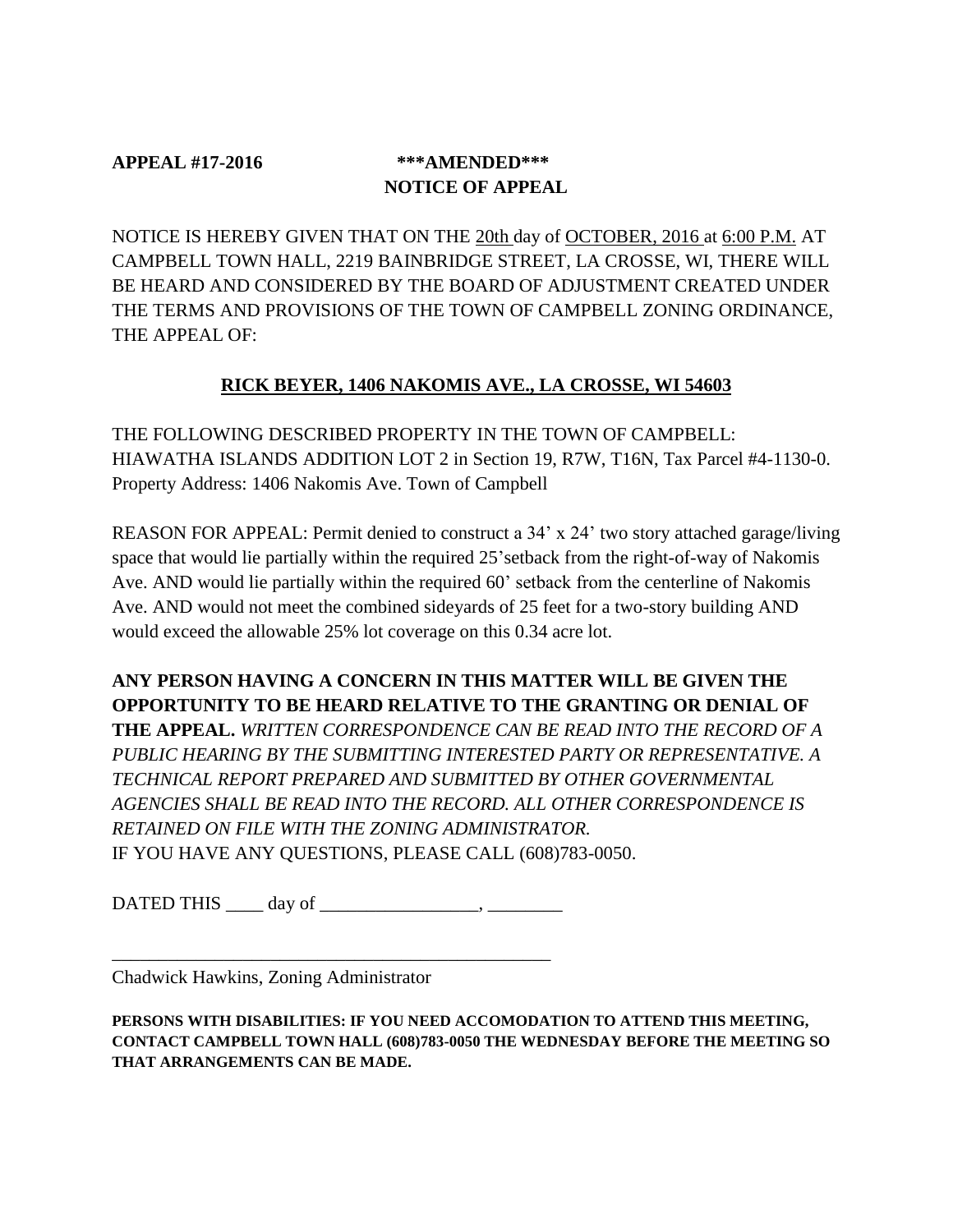**APPEAL #17-2016** **\*\*\*AMENDED\*\*\***

**NOTICE OF APPEAL**

NOTICE IS HEREBY GIVEN THAT ON THE <u>20th</u> day of <u>OCTOBER, 2016</u> at <u>6:00 P.M.</u> AT CAMPBELL TOWN HALL, 2219 BAINBRIDGE STREET, LA CROSSE, WI, THERE WILL BE HEARD AND CONSIDERED BY THE BOARD OF ADJUSTMENT CREATED UNDER THE TERMS AND PROVISIONS OF THE TOWN OF CAMPBELL ZONING ORDINANCE, THE APPEAL OF:

**<u>RICK BEYER, 1406 NAKOMIS AVE., LA CROSSE, WI 54603</u>**

THE FOLLOWING DESCRIBED PROPERTY IN THE TOWN OF CAMPBELL: HIAWATHA ISLANDS ADDITION LOT 2 in Section 19, R7W, T16N, Tax Parcel #4-1130-0. Property Address: 1406 Nakomis Ave. Town of Campbell

REASON FOR APPEAL: Permit denied to construct a 34' x 24' two story attached garage/living space that would lie partially within the required 25'setback from the right-of-way of Nakomis Ave. AND would lie partially within the required 60' setback from the centerline of Nakomis Ave. AND would not meet the combined sideyards of 25 feet for a two-story building AND would exceed the allowable 25% lot coverage on this 0.34 acre lot.

**ANY PERSON HAVING A CONCERN IN THIS MATTER WILL BE GIVEN THE OPPORTUNITY TO BE HEARD RELATIVE TO THE GRANTING OR DENIAL OF THE APPEAL.** *WRITTEN CORRESPONDENCE CAN BE READ INTO THE RECORD OF A PUBLIC HEARING BY THE SUBMITTING INTERESTED PARTY OR REPRESENTATIVE. A TECHNICAL REPORT PREPARED AND SUBMITTED BY OTHER GOVERNMENTAL AGENCIES SHALL BE READ INTO THE RECORD. ALL OTHER CORRESPONDENCE IS RETAINED ON FILE WITH THE ZONING ADMINISTRATOR.*
IF YOU HAVE ANY QUESTIONS, PLEASE CALL (608)783-0050.

DATED THIS ____ day of _________________, ________

_________________________________________________
Chadwick Hawkins, Zoning Administrator

**PERSONS WITH DISABILITIES: IF YOU NEED ACCOMODATION TO ATTEND THIS MEETING, CONTACT CAMPBELL TOWN HALL (608)783-0050 THE WEDNESDAY BEFORE THE MEETING SO THAT ARRANGEMENTS CAN BE MADE.**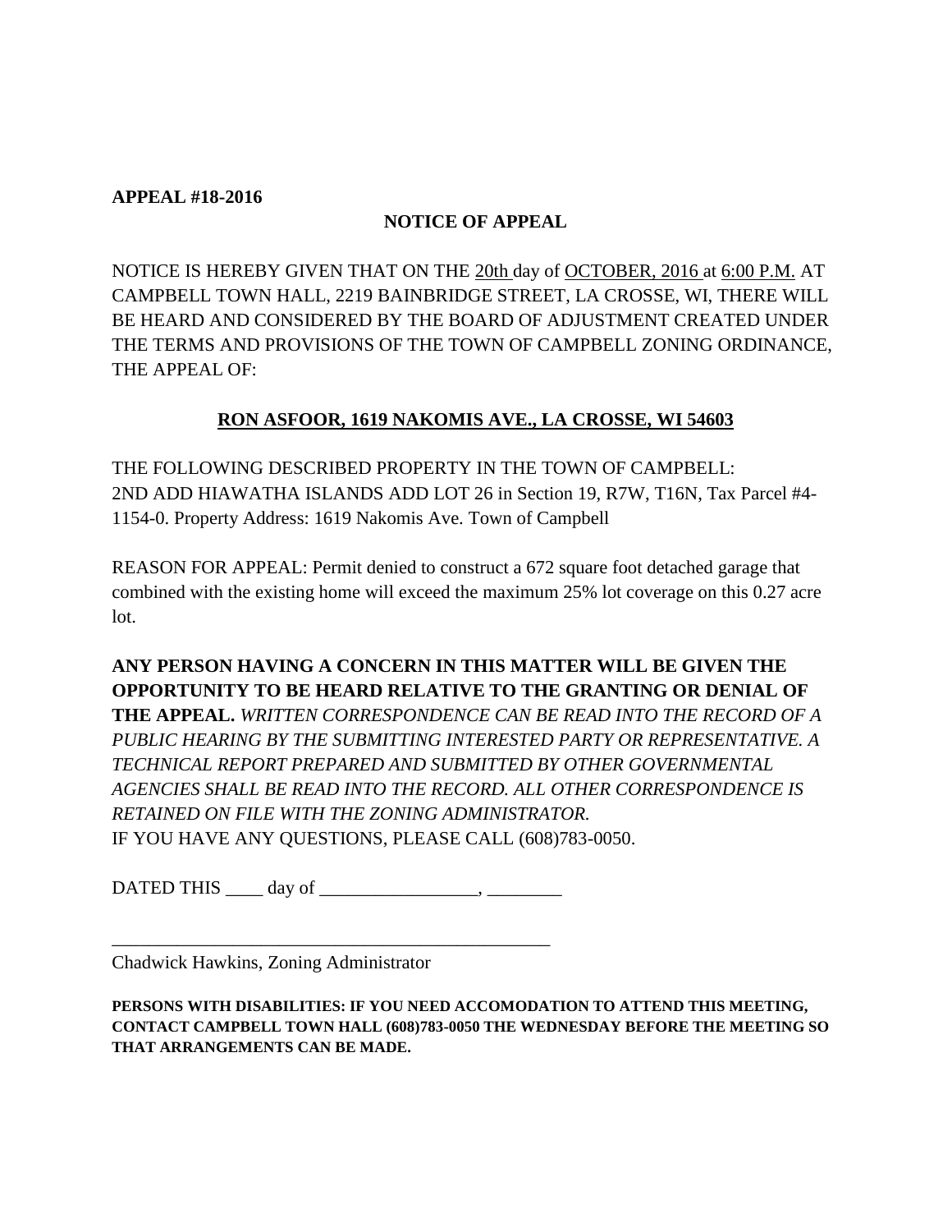**APPEAL #18-2016**

**NOTICE OF APPEAL**

NOTICE IS HEREBY GIVEN THAT ON THE 20th day of OCTOBER, 2016 at 6:00 P.M. AT CAMPBELL TOWN HALL, 2219 BAINBRIDGE STREET, LA CROSSE, WI, THERE WILL BE HEARD AND CONSIDERED BY THE BOARD OF ADJUSTMENT CREATED UNDER THE TERMS AND PROVISIONS OF THE TOWN OF CAMPBELL ZONING ORDINANCE, THE APPEAL OF:

**RON ASFOOR, 1619 NAKOMIS AVE., LA CROSSE, WI 54603**

THE FOLLOWING DESCRIBED PROPERTY IN THE TOWN OF CAMPBELL: 2ND ADD HIAWATHA ISLANDS ADD LOT 26 in Section 19, R7W, T16N, Tax Parcel #4-1154-0. Property Address: 1619 Nakomis Ave. Town of Campbell

REASON FOR APPEAL: Permit denied to construct a 672 square foot detached garage that combined with the existing home will exceed the maximum 25% lot coverage on this 0.27 acre lot.

**ANY PERSON HAVING A CONCERN IN THIS MATTER WILL BE GIVEN THE OPPORTUNITY TO BE HEARD RELATIVE TO THE GRANTING OR DENIAL OF THE APPEAL.** *WRITTEN CORRESPONDENCE CAN BE READ INTO THE RECORD OF A PUBLIC HEARING BY THE SUBMITTING INTERESTED PARTY OR REPRESENTATIVE. A TECHNICAL REPORT PREPARED AND SUBMITTED BY OTHER GOVERNMENTAL AGENCIES SHALL BE READ INTO THE RECORD. ALL OTHER CORRESPONDENCE IS RETAINED ON FILE WITH THE ZONING ADMINISTRATOR.*
IF YOU HAVE ANY QUESTIONS, PLEASE CALL (608)783-0050.

DATED THIS ____ day of _________________, ________

__________________________________________________
Chadwick Hawkins, Zoning Administrator

**PERSONS WITH DISABILITIES: IF YOU NEED ACCOMODATION TO ATTEND THIS MEETING, CONTACT CAMPBELL TOWN HALL (608)783-0050 THE WEDNESDAY BEFORE THE MEETING SO THAT ARRANGEMENTS CAN BE MADE.**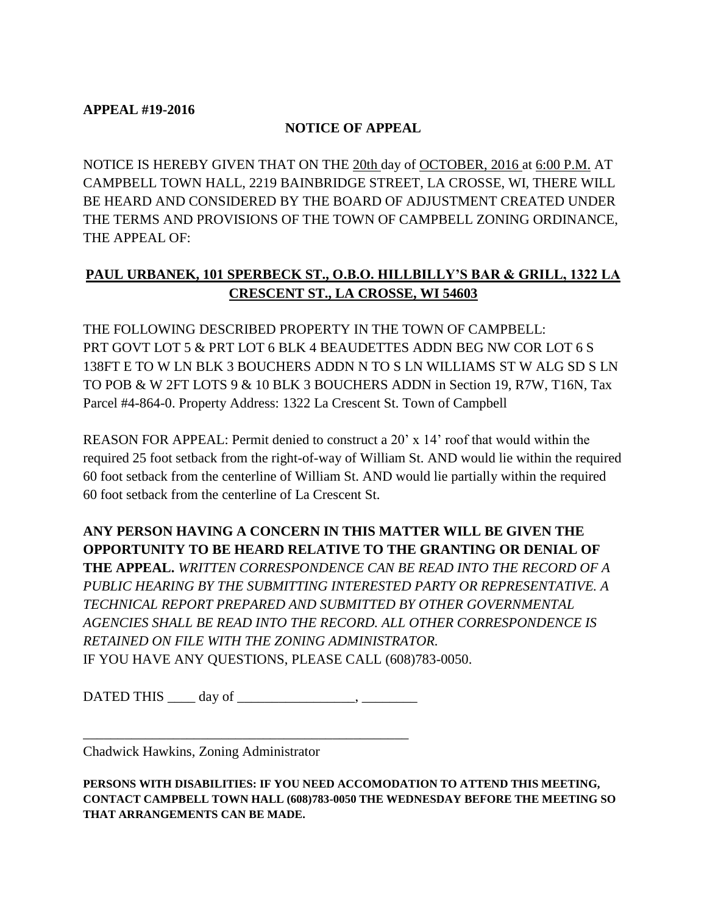**APPEAL #19-2016**

**NOTICE OF APPEAL**

NOTICE IS HEREBY GIVEN THAT ON THE 20th day of OCTOBER, 2016 at 6:00 P.M. AT CAMPBELL TOWN HALL, 2219 BAINBRIDGE STREET, LA CROSSE, WI, THERE WILL BE HEARD AND CONSIDERED BY THE BOARD OF ADJUSTMENT CREATED UNDER THE TERMS AND PROVISIONS OF THE TOWN OF CAMPBELL ZONING ORDINANCE, THE APPEAL OF:

**PAUL URBANEK, 101 SPERBECK ST., O.B.O. HILLBILLY'S BAR & GRILL, 1322 LA CRESCENT ST., LA CROSSE, WI 54603**

THE FOLLOWING DESCRIBED PROPERTY IN THE TOWN OF CAMPBELL: PRT GOVT LOT 5 & PRT LOT 6 BLK 4 BEAUDETTES ADDN BEG NW COR LOT 6 S 138FT E TO W LN BLK 3 BOUCHERS ADDN N TO S LN WILLIAMS ST W ALG SD S LN TO POB & W 2FT LOTS 9 & 10 BLK 3 BOUCHERS ADDN in Section 19, R7W, T16N, Tax Parcel #4-864-0. Property Address: 1322 La Crescent St. Town of Campbell

REASON FOR APPEAL: Permit denied to construct a 20' x 14' roof that would within the required 25 foot setback from the right-of-way of William St. AND would lie within the required 60 foot setback from the centerline of William St. AND would lie partially within the required 60 foot setback from the centerline of La Crescent St.

**ANY PERSON HAVING A CONCERN IN THIS MATTER WILL BE GIVEN THE OPPORTUNITY TO BE HEARD RELATIVE TO THE GRANTING OR DENIAL OF THE APPEAL.** *WRITTEN CORRESPONDENCE CAN BE READ INTO THE RECORD OF A PUBLIC HEARING BY THE SUBMITTING INTERESTED PARTY OR REPRESENTATIVE. A TECHNICAL REPORT PREPARED AND SUBMITTED BY OTHER GOVERNMENTAL AGENCIES SHALL BE READ INTO THE RECORD. ALL OTHER CORRESPONDENCE IS RETAINED ON FILE WITH THE ZONING ADMINISTRATOR.*
IF YOU HAVE ANY QUESTIONS, PLEASE CALL (608)783-0050.

DATED THIS ____ day of _________________, ________

_________________________________________________
Chadwick Hawkins, Zoning Administrator

**PERSONS WITH DISABILITIES: IF YOU NEED ACCOMODATION TO ATTEND THIS MEETING, CONTACT CAMPBELL TOWN HALL (608)783-0050 THE WEDNESDAY BEFORE THE MEETING SO THAT ARRANGEMENTS CAN BE MADE.**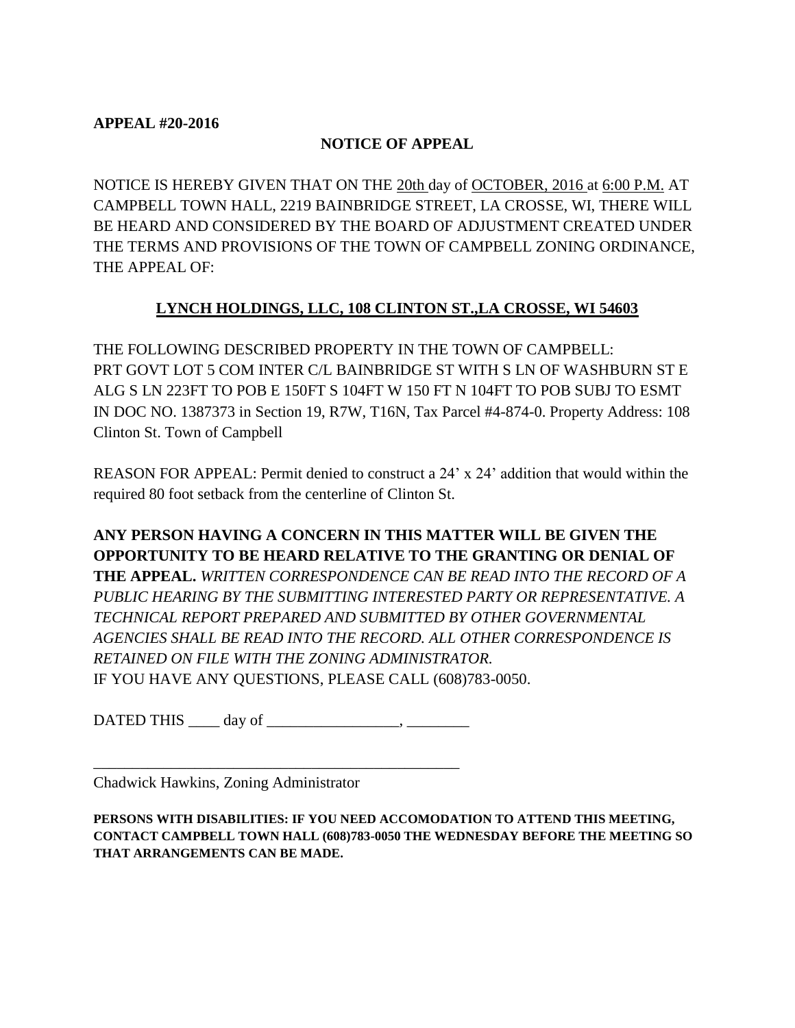**APPEAL #20-2016**

**NOTICE OF APPEAL**

NOTICE IS HEREBY GIVEN THAT ON THE 20th day of OCTOBER, 2016 at 6:00 P.M. AT CAMPBELL TOWN HALL, 2219 BAINBRIDGE STREET, LA CROSSE, WI, THERE WILL BE HEARD AND CONSIDERED BY THE BOARD OF ADJUSTMENT CREATED UNDER THE TERMS AND PROVISIONS OF THE TOWN OF CAMPBELL ZONING ORDINANCE, THE APPEAL OF:

**LYNCH HOLDINGS, LLC, 108 CLINTON ST.,LA CROSSE, WI 54603**

THE FOLLOWING DESCRIBED PROPERTY IN THE TOWN OF CAMPBELL:
PRT GOVT LOT 5 COM INTER C/L BAINBRIDGE ST WITH S LN OF WASHBURN ST E ALG S LN 223FT TO POB E 150FT S 104FT W 150 FT N 104FT TO POB SUBJ TO ESMT IN DOC NO. 1387373 in Section 19, R7W, T16N, Tax Parcel #4-874-0. Property Address: 108 Clinton St. Town of Campbell

REASON FOR APPEAL: Permit denied to construct a 24' x 24' addition that would within the required 80 foot setback from the centerline of Clinton St.

**ANY PERSON HAVING A CONCERN IN THIS MATTER WILL BE GIVEN THE OPPORTUNITY TO BE HEARD RELATIVE TO THE GRANTING OR DENIAL OF THE APPEAL.** *WRITTEN CORRESPONDENCE CAN BE READ INTO THE RECORD OF A PUBLIC HEARING BY THE SUBMITTING INTERESTED PARTY OR REPRESENTATIVE. A TECHNICAL REPORT PREPARED AND SUBMITTED BY OTHER GOVERNMENTAL AGENCIES SHALL BE READ INTO THE RECORD. ALL OTHER CORRESPONDENCE IS RETAINED ON FILE WITH THE ZONING ADMINISTRATOR.*
IF YOU HAVE ANY QUESTIONS, PLEASE CALL (608)783-0050.

DATED THIS ____ day of _________________, ________

_________________________________________________
Chadwick Hawkins, Zoning Administrator

**PERSONS WITH DISABILITIES: IF YOU NEED ACCOMODATION TO ATTEND THIS MEETING, CONTACT CAMPBELL TOWN HALL (608)783-0050 THE WEDNESDAY BEFORE THE MEETING SO THAT ARRANGEMENTS CAN BE MADE.**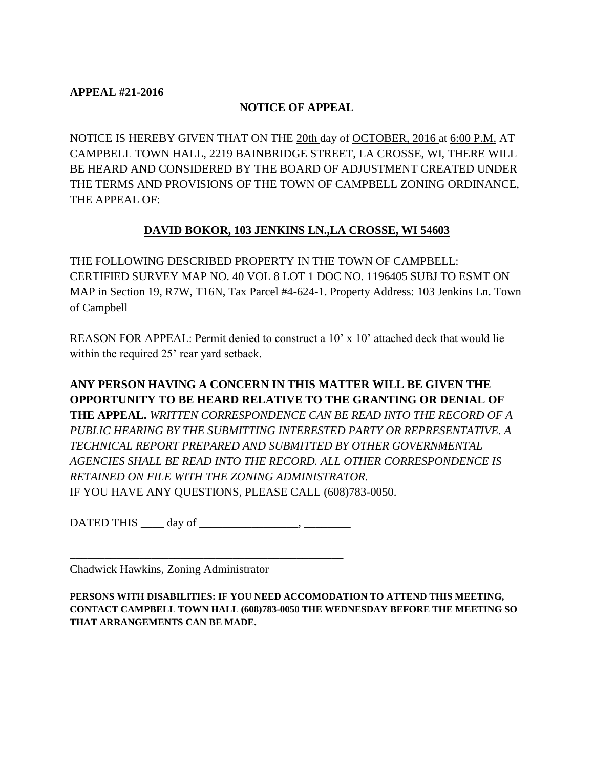**APPEAL #21-2016**

**NOTICE OF APPEAL**

NOTICE IS HEREBY GIVEN THAT ON THE 20th day of OCTOBER, 2016 at 6:00 P.M. AT CAMPBELL TOWN HALL, 2219 BAINBRIDGE STREET, LA CROSSE, WI, THERE WILL BE HEARD AND CONSIDERED BY THE BOARD OF ADJUSTMENT CREATED UNDER THE TERMS AND PROVISIONS OF THE TOWN OF CAMPBELL ZONING ORDINANCE, THE APPEAL OF:

**DAVID BOKOR, 103 JENKINS LN.,LA CROSSE, WI 54603**

THE FOLLOWING DESCRIBED PROPERTY IN THE TOWN OF CAMPBELL: CERTIFIED SURVEY MAP NO. 40 VOL 8 LOT 1 DOC NO. 1196405 SUBJ TO ESMT ON MAP in Section 19, R7W, T16N, Tax Parcel #4-624-1. Property Address: 103 Jenkins Ln. Town of Campbell

REASON FOR APPEAL: Permit denied to construct a 10' x 10' attached deck that would lie within the required 25' rear yard setback.

**ANY PERSON HAVING A CONCERN IN THIS MATTER WILL BE GIVEN THE OPPORTUNITY TO BE HEARD RELATIVE TO THE GRANTING OR DENIAL OF THE APPEAL.** *WRITTEN CORRESPONDENCE CAN BE READ INTO THE RECORD OF A PUBLIC HEARING BY THE SUBMITTING INTERESTED PARTY OR REPRESENTATIVE. A TECHNICAL REPORT PREPARED AND SUBMITTED BY OTHER GOVERNMENTAL AGENCIES SHALL BE READ INTO THE RECORD. ALL OTHER CORRESPONDENCE IS RETAINED ON FILE WITH THE ZONING ADMINISTRATOR.*
IF YOU HAVE ANY QUESTIONS, PLEASE CALL (608)783-0050.

DATED THIS ____ day of _________________, ________

_________________________________________________
Chadwick Hawkins, Zoning Administrator

**PERSONS WITH DISABILITIES: IF YOU NEED ACCOMODATION TO ATTEND THIS MEETING, CONTACT CAMPBELL TOWN HALL (608)783-0050 THE WEDNESDAY BEFORE THE MEETING SO THAT ARRANGEMENTS CAN BE MADE.**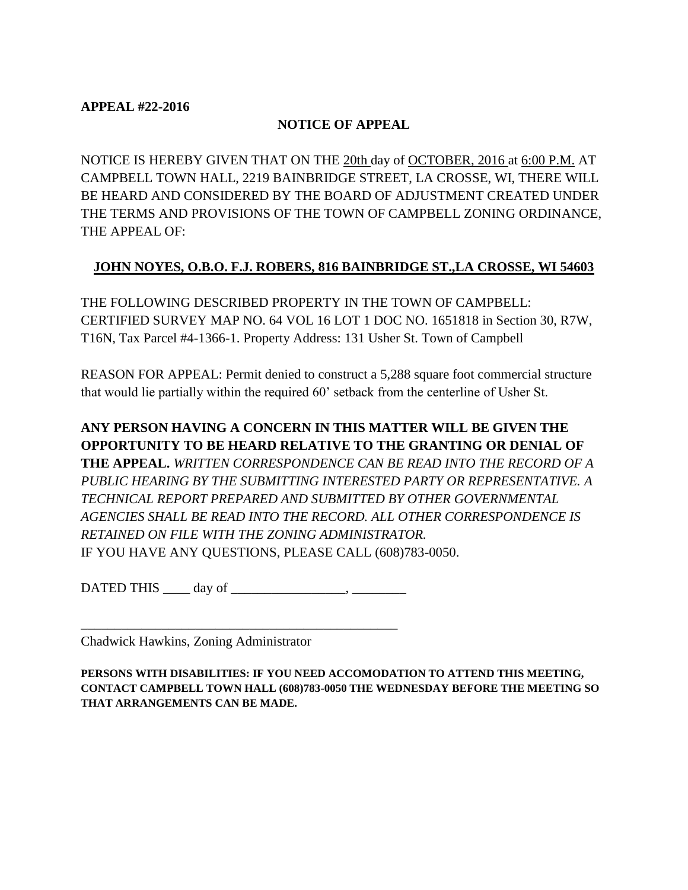**APPEAL #22-2016**

**NOTICE OF APPEAL**

NOTICE IS HEREBY GIVEN THAT ON THE 20th day of OCTOBER, 2016 at 6:00 P.M. AT CAMPBELL TOWN HALL, 2219 BAINBRIDGE STREET, LA CROSSE, WI, THERE WILL BE HEARD AND CONSIDERED BY THE BOARD OF ADJUSTMENT CREATED UNDER THE TERMS AND PROVISIONS OF THE TOWN OF CAMPBELL ZONING ORDINANCE, THE APPEAL OF:

**JOHN NOYES, O.B.O. F.J. ROBERS, 816 BAINBRIDGE ST.,LA CROSSE, WI 54603**

THE FOLLOWING DESCRIBED PROPERTY IN THE TOWN OF CAMPBELL: CERTIFIED SURVEY MAP NO. 64 VOL 16 LOT 1 DOC NO. 1651818 in Section 30, R7W, T16N, Tax Parcel #4-1366-1. Property Address: 131 Usher St. Town of Campbell

REASON FOR APPEAL: Permit denied to construct a 5,288 square foot commercial structure that would lie partially within the required 60' setback from the centerline of Usher St.

**ANY PERSON HAVING A CONCERN IN THIS MATTER WILL BE GIVEN THE OPPORTUNITY TO BE HEARD RELATIVE TO THE GRANTING OR DENIAL OF THE APPEAL.** *WRITTEN CORRESPONDENCE CAN BE READ INTO THE RECORD OF A PUBLIC HEARING BY THE SUBMITTING INTERESTED PARTY OR REPRESENTATIVE. A TECHNICAL REPORT PREPARED AND SUBMITTED BY OTHER GOVERNMENTAL AGENCIES SHALL BE READ INTO THE RECORD. ALL OTHER CORRESPONDENCE IS RETAINED ON FILE WITH THE ZONING ADMINISTRATOR.*
IF YOU HAVE ANY QUESTIONS, PLEASE CALL (608)783-0050.

DATED THIS ____ day of _________________, ________

_______________________________________________
Chadwick Hawkins, Zoning Administrator

**PERSONS WITH DISABILITIES: IF YOU NEED ACCOMODATION TO ATTEND THIS MEETING, CONTACT CAMPBELL TOWN HALL (608)783-0050 THE WEDNESDAY BEFORE THE MEETING SO THAT ARRANGEMENTS CAN BE MADE.**